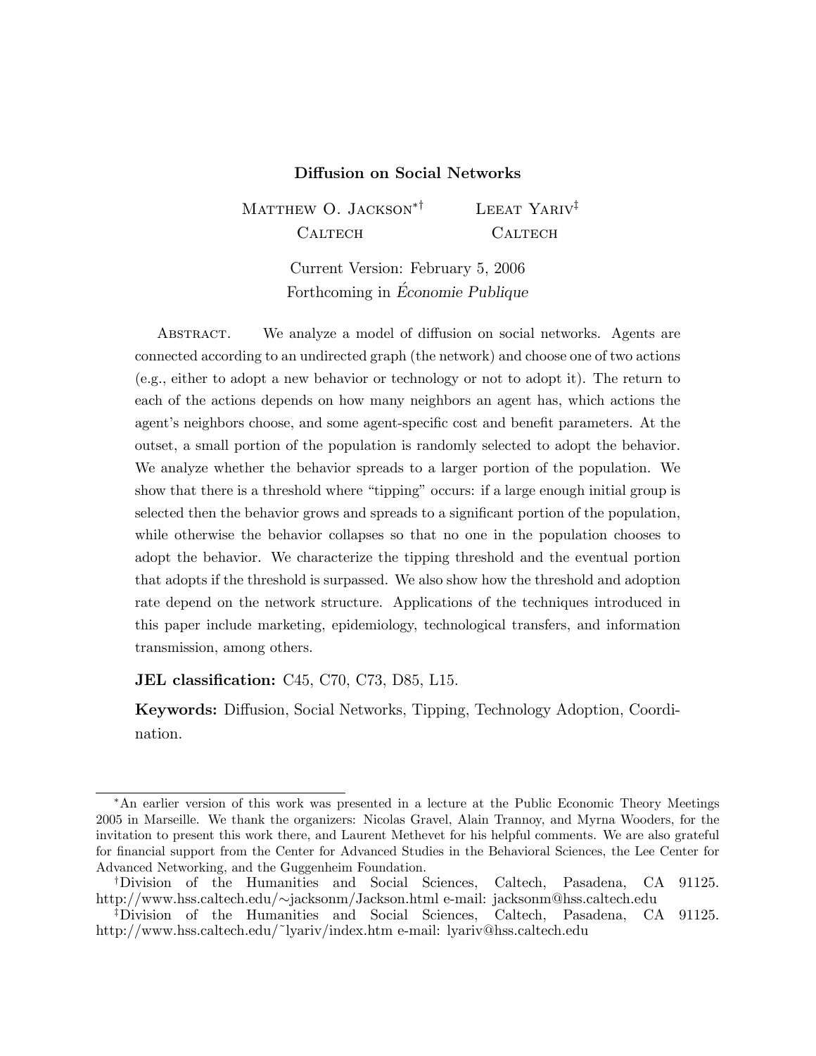# Diffusion on Social Networks

Matthew O. Jackson[*,†] — Caltech

Leeat Yariv[‡] — Caltech

Current Version: February 5, 2006

Forthcoming in *Économie Publique*

**Abstract.** We analyze a model of diffusion on social networks. Agents are connected according to an undirected graph (the network) and choose one of two actions (e.g., either to adopt a new behavior or technology or not to adopt it). The return to each of the actions depends on how many neighbors an agent has, which actions the agent's neighbors choose, and some agent-specific cost and benefit parameters. At the outset, a small portion of the population is randomly selected to adopt the behavior. We analyze whether the behavior spreads to a larger portion of the population. We show that there is a threshold where "tipping" occurs: if a large enough initial group is selected then the behavior grows and spreads to a significant portion of the population, while otherwise the behavior collapses so that no one in the population chooses to adopt the behavior. We characterize the tipping threshold and the eventual portion that adopts if the threshold is surpassed. We also show how the threshold and adoption rate depend on the network structure. Applications of the techniques introduced in this paper include marketing, epidemiology, technological transfers, and information transmission, among others.

**JEL classification:** C45, C70, C73, D85, L15.

**Keywords:** Diffusion, Social Networks, Tipping, Technology Adoption, Coordination.

---

[*] An earlier version of this work was presented in a lecture at the Public Economic Theory Meetings 2005 in Marseille. We thank the organizers: Nicolas Gravel, Alain Trannoy, and Myrna Wooders, for the invitation to present this work there, and Laurent Methevet for his helpful comments. We are also grateful for financial support from the Center for Advanced Studies in the Behavioral Sciences, the Lee Center for Advanced Networking, and the Guggenheim Foundation.

[†] Division of the Humanities and Social Sciences, Caltech, Pasadena, CA 91125. http://www.hss.caltech.edu/∼jacksonm/Jackson.html e-mail: jacksonm@hss.caltech.edu

[‡] Division of the Humanities and Social Sciences, Caltech, Pasadena, CA 91125. http://www.hss.caltech.edu/˜lyariv/index.htm e-mail: lyariv@hss.caltech.edu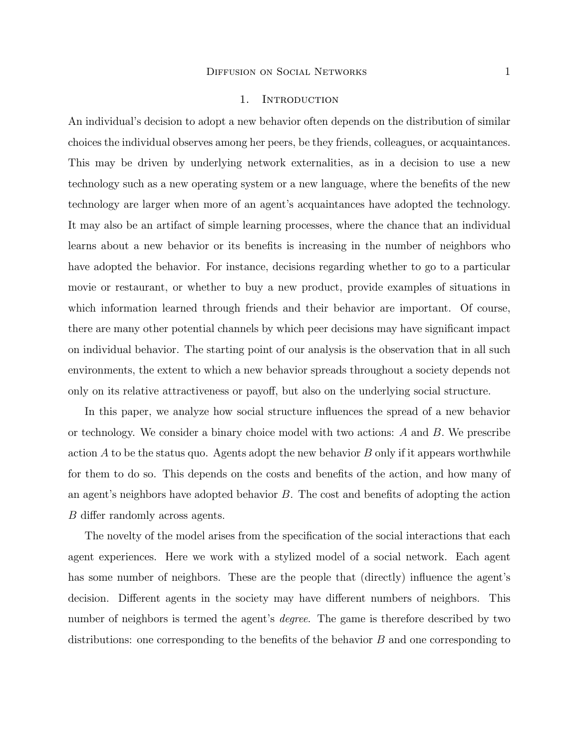## 1. Introduction

An individual's decision to adopt a new behavior often depends on the distribution of similar choices the individual observes among her peers, be they friends, colleagues, or acquaintances. This may be driven by underlying network externalities, as in a decision to use a new technology such as a new operating system or a new language, where the benefits of the new technology are larger when more of an agent's acquaintances have adopted the technology. It may also be an artifact of simple learning processes, where the chance that an individual learns about a new behavior or its benefits is increasing in the number of neighbors who have adopted the behavior. For instance, decisions regarding whether to go to a particular movie or restaurant, or whether to buy a new product, provide examples of situations in which information learned through friends and their behavior are important. Of course, there are many other potential channels by which peer decisions may have significant impact on individual behavior. The starting point of our analysis is the observation that in all such environments, the extent to which a new behavior spreads throughout a society depends not only on its relative attractiveness or payoff, but also on the underlying social structure.

In this paper, we analyze how social structure influences the spread of a new behavior or technology. We consider a binary choice model with two actions: $A$ and $B$. We prescribe action $A$ to be the status quo. Agents adopt the new behavior $B$ only if it appears worthwhile for them to do so. This depends on the costs and benefits of the action, and how many of an agent's neighbors have adopted behavior $B$. The cost and benefits of adopting the action $B$ differ randomly across agents.

The novelty of the model arises from the specification of the social interactions that each agent experiences. Here we work with a stylized model of a social network. Each agent has some number of neighbors. These are the people that (directly) influence the agent's decision. Different agents in the society may have different numbers of neighbors. This number of neighbors is termed the agent's *degree*. The game is therefore described by two distributions: one corresponding to the benefits of the behavior $B$ and one corresponding to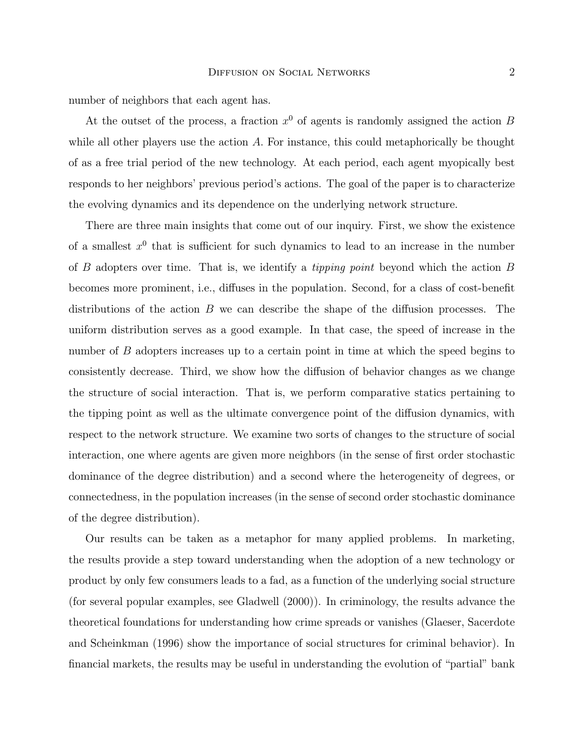number of neighbors that each agent has.

At the outset of the process, a fraction $x^0$ of agents is randomly assigned the action $B$ while all other players use the action $A$. For instance, this could metaphorically be thought of as a free trial period of the new technology. At each period, each agent myopically best responds to her neighbors' previous period's actions. The goal of the paper is to characterize the evolving dynamics and its dependence on the underlying network structure.

There are three main insights that come out of our inquiry. First, we show the existence of a smallest $x^0$ that is sufficient for such dynamics to lead to an increase in the number of $B$ adopters over time. That is, we identify a *tipping point* beyond which the action $B$ becomes more prominent, i.e., diffuses in the population. Second, for a class of cost-benefit distributions of the action $B$ we can describe the shape of the diffusion processes. The uniform distribution serves as a good example. In that case, the speed of increase in the number of $B$ adopters increases up to a certain point in time at which the speed begins to consistently decrease. Third, we show how the diffusion of behavior changes as we change the structure of social interaction. That is, we perform comparative statics pertaining to the tipping point as well as the ultimate convergence point of the diffusion dynamics, with respect to the network structure. We examine two sorts of changes to the structure of social interaction, one where agents are given more neighbors (in the sense of first order stochastic dominance of the degree distribution) and a second where the heterogeneity of degrees, or connectedness, in the population increases (in the sense of second order stochastic dominance of the degree distribution).

Our results can be taken as a metaphor for many applied problems. In marketing, the results provide a step toward understanding when the adoption of a new technology or product by only few consumers leads to a fad, as a function of the underlying social structure (for several popular examples, see Gladwell (2000)). In criminology, the results advance the theoretical foundations for understanding how crime spreads or vanishes (Glaeser, Sacerdote and Scheinkman (1996) show the importance of social structures for criminal behavior). In financial markets, the results may be useful in understanding the evolution of "partial" bank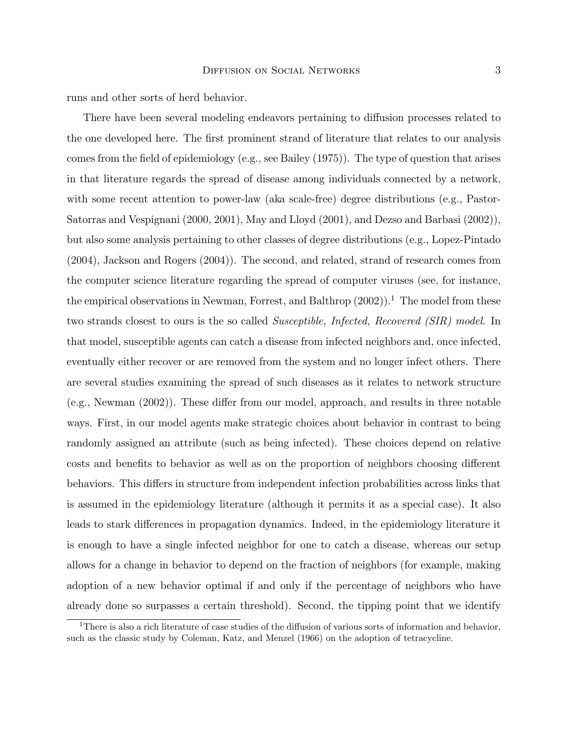runs and other sorts of herd behavior.

There have been several modeling endeavors pertaining to diffusion processes related to the one developed here. The first prominent strand of literature that relates to our analysis comes from the field of epidemiology (e.g., see Bailey (1975)). The type of question that arises in that literature regards the spread of disease among individuals connected by a network, with some recent attention to power-law (aka scale-free) degree distributions (e.g., Pastor-Satorras and Vespignani (2000, 2001), May and Lloyd (2001), and Dezso and Barbasi (2002)), but also some analysis pertaining to other classes of degree distributions (e.g., Lopez-Pintado (2004), Jackson and Rogers (2004)). The second, and related, strand of research comes from the computer science literature regarding the spread of computer viruses (see, for instance, the empirical observations in Newman, Forrest, and Balthrop (2002)).[1] The model from these two strands closest to ours is the so called *Susceptible, Infected, Recovered (SIR) model*. In that model, susceptible agents can catch a disease from infected neighbors and, once infected, eventually either recover or are removed from the system and no longer infect others. There are several studies examining the spread of such diseases as it relates to network structure (e.g., Newman (2002)). These differ from our model, approach, and results in three notable ways. First, in our model agents make strategic choices about behavior in contrast to being randomly assigned an attribute (such as being infected). These choices depend on relative costs and benefits to behavior as well as on the proportion of neighbors choosing different behaviors. This differs in structure from independent infection probabilities across links that is assumed in the epidemiology literature (although it permits it as a special case). It also leads to stark differences in propagation dynamics. Indeed, in the epidemiology literature it is enough to have a single infected neighbor for one to catch a disease, whereas our setup allows for a change in behavior to depend on the fraction of neighbors (for example, making adoption of a new behavior optimal if and only if the percentage of neighbors who have already done so surpasses a certain threshold). Second, the tipping point that we identify

[1] There is also a rich literature of case studies of the diffusion of various sorts of information and behavior, such as the classic study by Coleman, Katz, and Menzel (1966) on the adoption of tetracycline.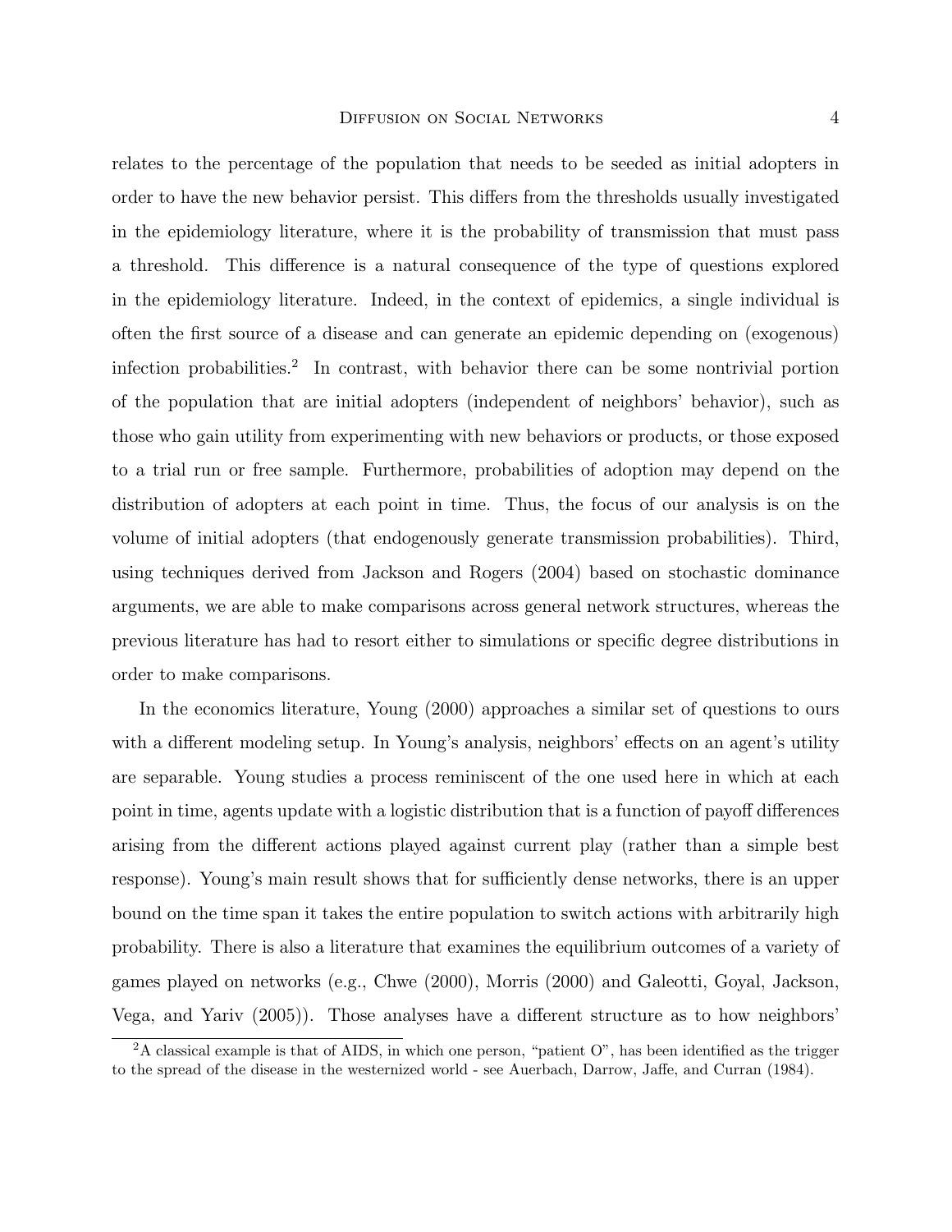relates to the percentage of the population that needs to be seeded as initial adopters in order to have the new behavior persist. This differs from the thresholds usually investigated in the epidemiology literature, where it is the probability of transmission that must pass a threshold. This difference is a natural consequence of the type of questions explored in the epidemiology literature. Indeed, in the context of epidemics, a single individual is often the first source of a disease and can generate an epidemic depending on (exogenous) infection probabilities.[2] In contrast, with behavior there can be some nontrivial portion of the population that are initial adopters (independent of neighbors' behavior), such as those who gain utility from experimenting with new behaviors or products, or those exposed to a trial run or free sample. Furthermore, probabilities of adoption may depend on the distribution of adopters at each point in time. Thus, the focus of our analysis is on the volume of initial adopters (that endogenously generate transmission probabilities). Third, using techniques derived from Jackson and Rogers (2004) based on stochastic dominance arguments, we are able to make comparisons across general network structures, whereas the previous literature has had to resort either to simulations or specific degree distributions in order to make comparisons.

In the economics literature, Young (2000) approaches a similar set of questions to ours with a different modeling setup. In Young's analysis, neighbors' effects on an agent's utility are separable. Young studies a process reminiscent of the one used here in which at each point in time, agents update with a logistic distribution that is a function of payoff differences arising from the different actions played against current play (rather than a simple best response). Young's main result shows that for sufficiently dense networks, there is an upper bound on the time span it takes the entire population to switch actions with arbitrarily high probability. There is also a literature that examines the equilibrium outcomes of a variety of games played on networks (e.g., Chwe (2000), Morris (2000) and Galeotti, Goyal, Jackson, Vega, and Yariv (2005)). Those analyses have a different structure as to how neighbors'

[2] A classical example is that of AIDS, in which one person, "patient O", has been identified as the trigger to the spread of the disease in the westernized world - see Auerbach, Darrow, Jaffe, and Curran (1984).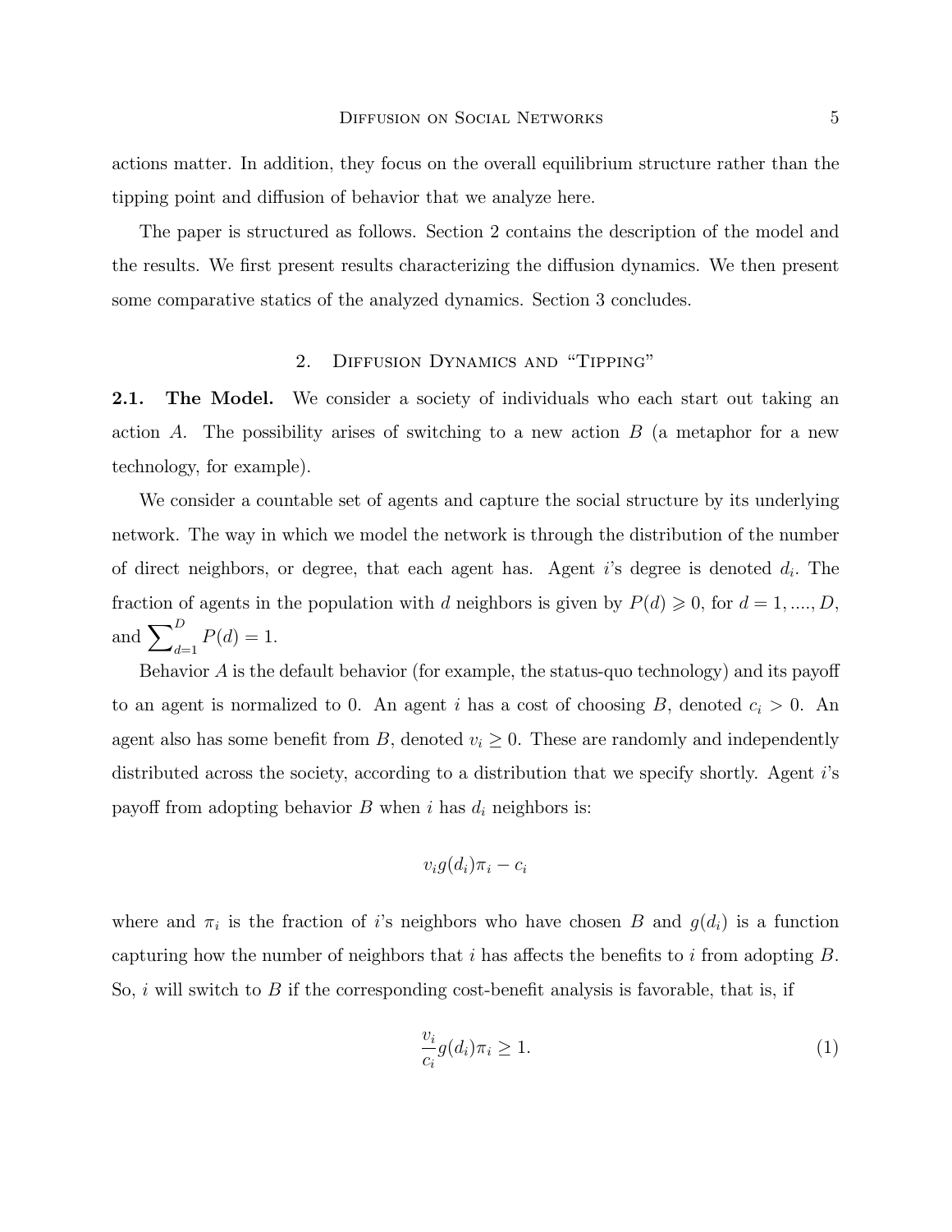actions matter. In addition, they focus on the overall equilibrium structure rather than the tipping point and diffusion of behavior that we analyze here.

The paper is structured as follows. Section 2 contains the description of the model and the results. We first present results characterizing the diffusion dynamics. We then present some comparative statics of the analyzed dynamics. Section 3 concludes.

## 2. Diffusion Dynamics and "Tipping"

**2.1. The Model.** We consider a society of individuals who each start out taking an action $A$. The possibility arises of switching to a new action $B$ (a metaphor for a new technology, for example).

We consider a countable set of agents and capture the social structure by its underlying network. The way in which we model the network is through the distribution of the number of direct neighbors, or degree, that each agent has. Agent $i$'s degree is denoted $d_i$. The fraction of agents in the population with $d$ neighbors is given by $P(d) \geqslant 0$, for $d = 1, ...., D$, and $\sum_{d=1}^{D} P(d) = 1$.

Behavior $A$ is the default behavior (for example, the status-quo technology) and its payoff to an agent is normalized to 0. An agent $i$ has a cost of choosing $B$, denoted $c_i > 0$. An agent also has some benefit from $B$, denoted $v_i \geq 0$. These are randomly and independently distributed across the society, according to a distribution that we specify shortly. Agent $i$'s payoff from adopting behavior $B$ when $i$ has $d_i$ neighbors is:

$$v_i g(d_i) \pi_i - c_i$$

where and $\pi_i$ is the fraction of $i$'s neighbors who have chosen $B$ and $g(d_i)$ is a function capturing how the number of neighbors that $i$ has affects the benefits to $i$ from adopting $B$. So, $i$ will switch to $B$ if the corresponding cost-benefit analysis is favorable, that is, if

$$\frac{v_i}{c_i} g(d_i) \pi_i \geq 1. \tag{1}$$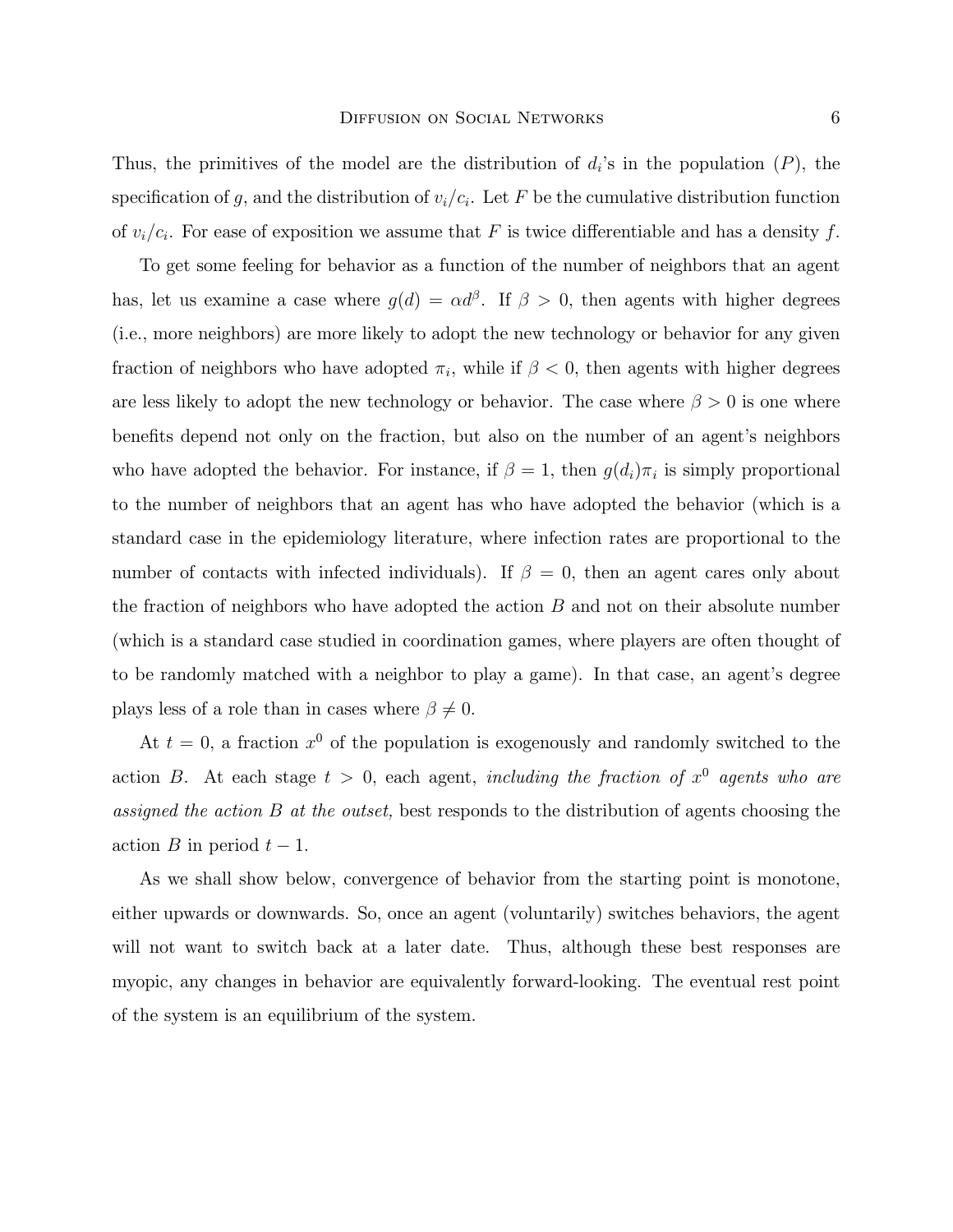Thus, the primitives of the model are the distribution of $d_i$'s in the population ($P$), the specification of $g$, and the distribution of $v_i/c_i$. Let $F$ be the cumulative distribution function of $v_i/c_i$. For ease of exposition we assume that $F$ is twice differentiable and has a density $f$.

To get some feeling for behavior as a function of the number of neighbors that an agent has, let us examine a case where $g(d) = \alpha d^{\beta}$. If $\beta > 0$, then agents with higher degrees (i.e., more neighbors) are more likely to adopt the new technology or behavior for any given fraction of neighbors who have adopted $\pi_i$, while if $\beta < 0$, then agents with higher degrees are less likely to adopt the new technology or behavior. The case where $\beta > 0$ is one where benefits depend not only on the fraction, but also on the number of an agent's neighbors who have adopted the behavior. For instance, if $\beta = 1$, then $g(d_i)\pi_i$ is simply proportional to the number of neighbors that an agent has who have adopted the behavior (which is a standard case in the epidemiology literature, where infection rates are proportional to the number of contacts with infected individuals). If $\beta = 0$, then an agent cares only about the fraction of neighbors who have adopted the action $B$ and not on their absolute number (which is a standard case studied in coordination games, where players are often thought of to be randomly matched with a neighbor to play a game). In that case, an agent's degree plays less of a role than in cases where $\beta \neq 0$.

At $t = 0$, a fraction $x^0$ of the population is exogenously and randomly switched to the action $B$. At each stage $t > 0$, each agent, *including the fraction of $x^0$ agents who are assigned the action $B$ at the outset,* best responds to the distribution of agents choosing the action $B$ in period $t - 1$.

As we shall show below, convergence of behavior from the starting point is monotone, either upwards or downwards. So, once an agent (voluntarily) switches behaviors, the agent will not want to switch back at a later date. Thus, although these best responses are myopic, any changes in behavior are equivalently forward-looking. The eventual rest point of the system is an equilibrium of the system.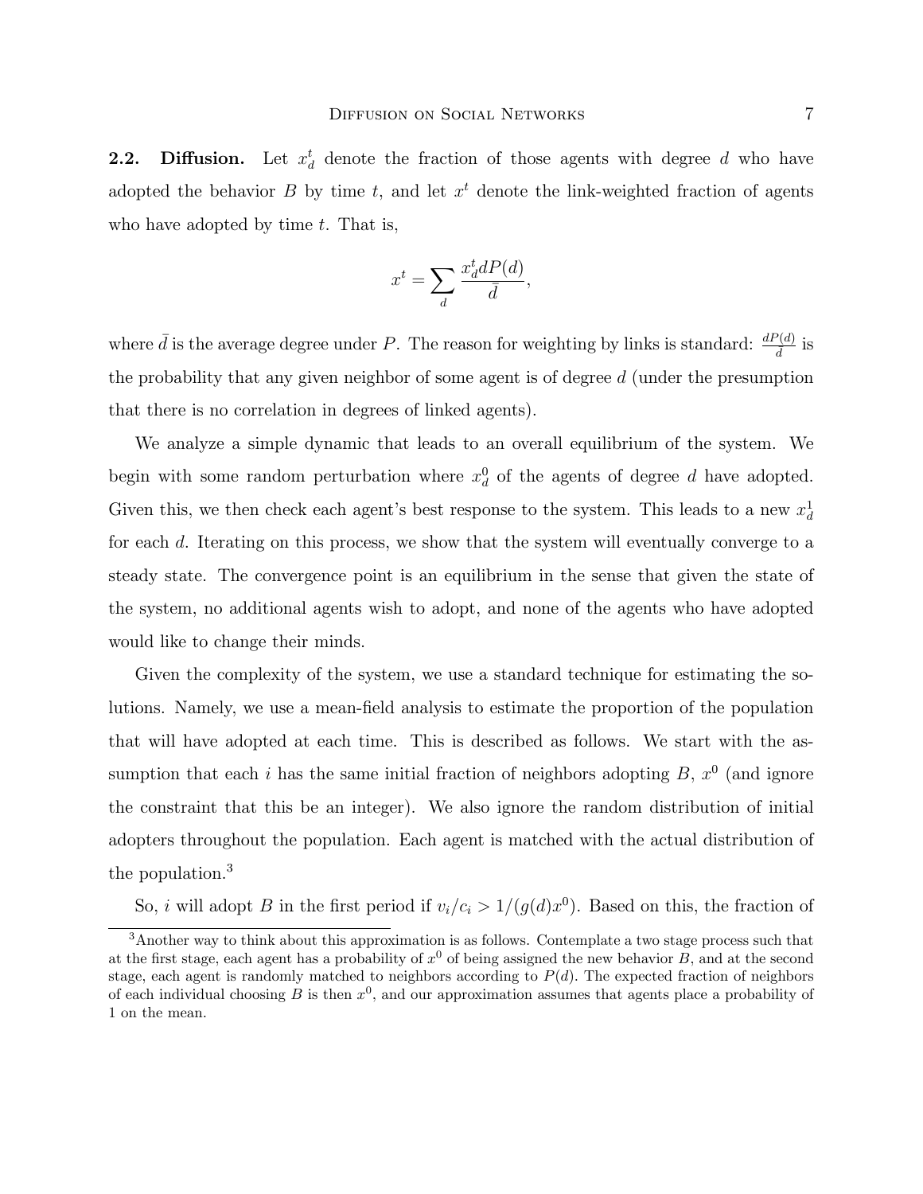**2.2. Diffusion.** Let $x_d^t$ denote the fraction of those agents with degree $d$ who have adopted the behavior $B$ by time $t$, and let $x^t$ denote the link-weighted fraction of agents who have adopted by time $t$. That is,

$$x^t = \sum_d \frac{x_d^t dP(d)}{\bar{d}},$$

where $\bar{d}$ is the average degree under $P$. The reason for weighting by links is standard: $\frac{dP(d)}{\bar{d}}$ is the probability that any given neighbor of some agent is of degree $d$ (under the presumption that there is no correlation in degrees of linked agents).

We analyze a simple dynamic that leads to an overall equilibrium of the system. We begin with some random perturbation where $x_d^0$ of the agents of degree $d$ have adopted. Given this, we then check each agent's best response to the system. This leads to a new $x_d^1$ for each $d$. Iterating on this process, we show that the system will eventually converge to a steady state. The convergence point is an equilibrium in the sense that given the state of the system, no additional agents wish to adopt, and none of the agents who have adopted would like to change their minds.

Given the complexity of the system, we use a standard technique for estimating the solutions. Namely, we use a mean-field analysis to estimate the proportion of the population that will have adopted at each time. This is described as follows. We start with the assumption that each $i$ has the same initial fraction of neighbors adopting $B$, $x^0$ (and ignore the constraint that this be an integer). We also ignore the random distribution of initial adopters throughout the population. Each agent is matched with the actual distribution of the population.[3]

So, $i$ will adopt $B$ in the first period if $v_i/c_i > 1/(g(d)x^0)$. Based on this, the fraction of

[3] Another way to think about this approximation is as follows. Contemplate a two stage process such that at the first stage, each agent has a probability of $x^0$ of being assigned the new behavior $B$, and at the second stage, each agent is randomly matched to neighbors according to $P(d)$. The expected fraction of neighbors of each individual choosing $B$ is then $x^0$, and our approximation assumes that agents place a probability of 1 on the mean.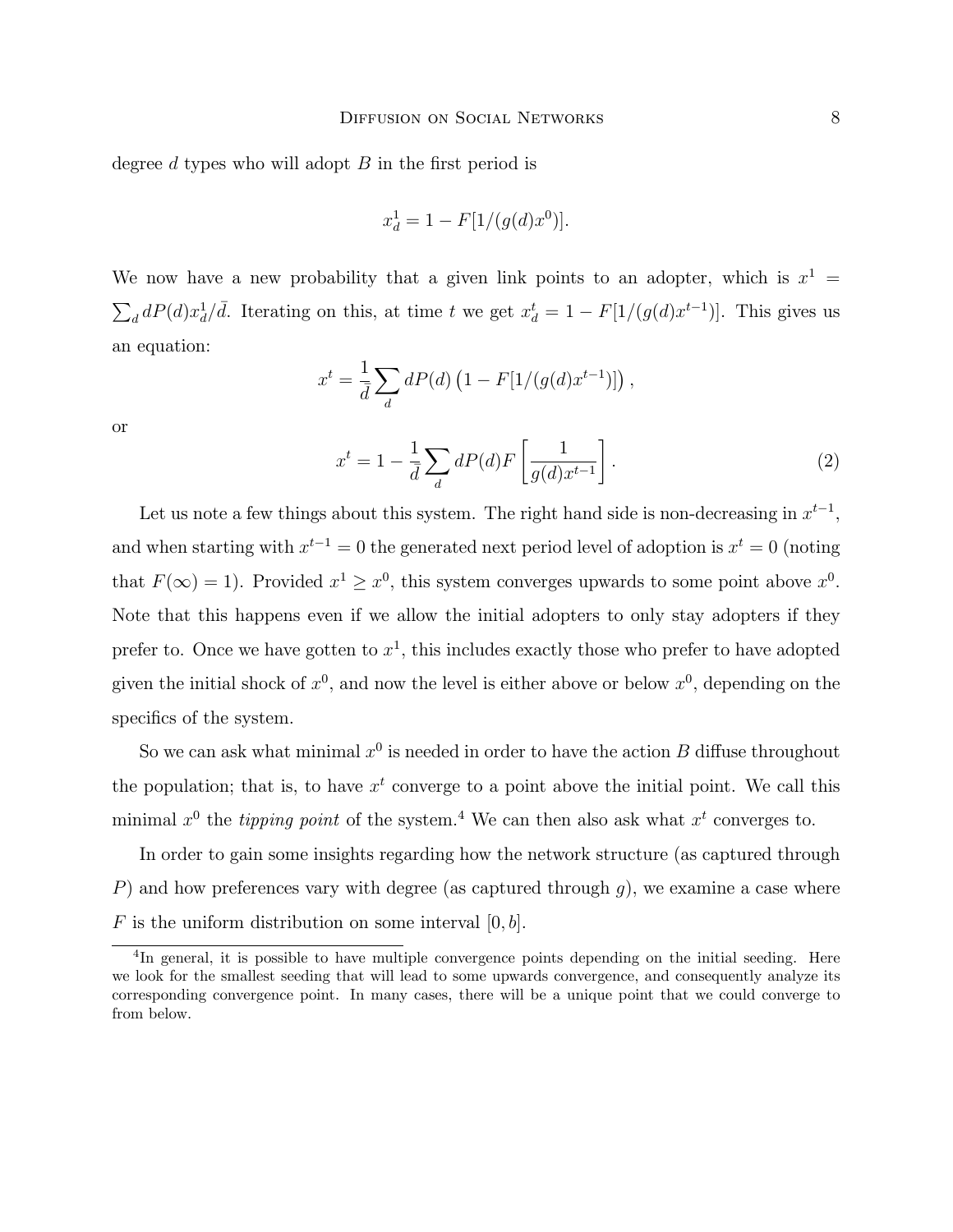degree $d$ types who will adopt $B$ in the first period is

$$x_d^1 = 1 - F[1/(g(d)x^0)].$$

We now have a new probability that a given link points to an adopter, which is $x^1 = \sum_d dP(d)x_d^1/\bar{d}$. Iterating on this, at time $t$ we get $x_d^t = 1 - F[1/(g(d)x^{t-1})]$. This gives us an equation:

$$x^t = \frac{1}{\bar{d}} \sum_d dP(d) \left(1 - F[1/(g(d)x^{t-1})]\right),$$

or

$$x^t = 1 - \frac{1}{\bar{d}} \sum_d dP(d) F\left[\frac{1}{g(d)x^{t-1}}\right]. \tag{2}$$

Let us note a few things about this system. The right hand side is non-decreasing in $x^{t-1}$, and when starting with $x^{t-1} = 0$ the generated next period level of adoption is $x^t = 0$ (noting that $F(\infty) = 1$). Provided $x^1 \geq x^0$, this system converges upwards to some point above $x^0$. Note that this happens even if we allow the initial adopters to only stay adopters if they prefer to. Once we have gotten to $x^1$, this includes exactly those who prefer to have adopted given the initial shock of $x^0$, and now the level is either above or below $x^0$, depending on the specifics of the system.

So we can ask what minimal $x^0$ is needed in order to have the action $B$ diffuse throughout the population; that is, to have $x^t$ converge to a point above the initial point. We call this minimal $x^0$ the *tipping point* of the system.[4] We can then also ask what $x^t$ converges to.

In order to gain some insights regarding how the network structure (as captured through $P$) and how preferences vary with degree (as captured through $g$), we examine a case where $F$ is the uniform distribution on some interval $[0, b]$.

[4] In general, it is possible to have multiple convergence points depending on the initial seeding. Here we look for the smallest seeding that will lead to some upwards convergence, and consequently analyze its corresponding convergence point. In many cases, there will be a unique point that we could converge to from below.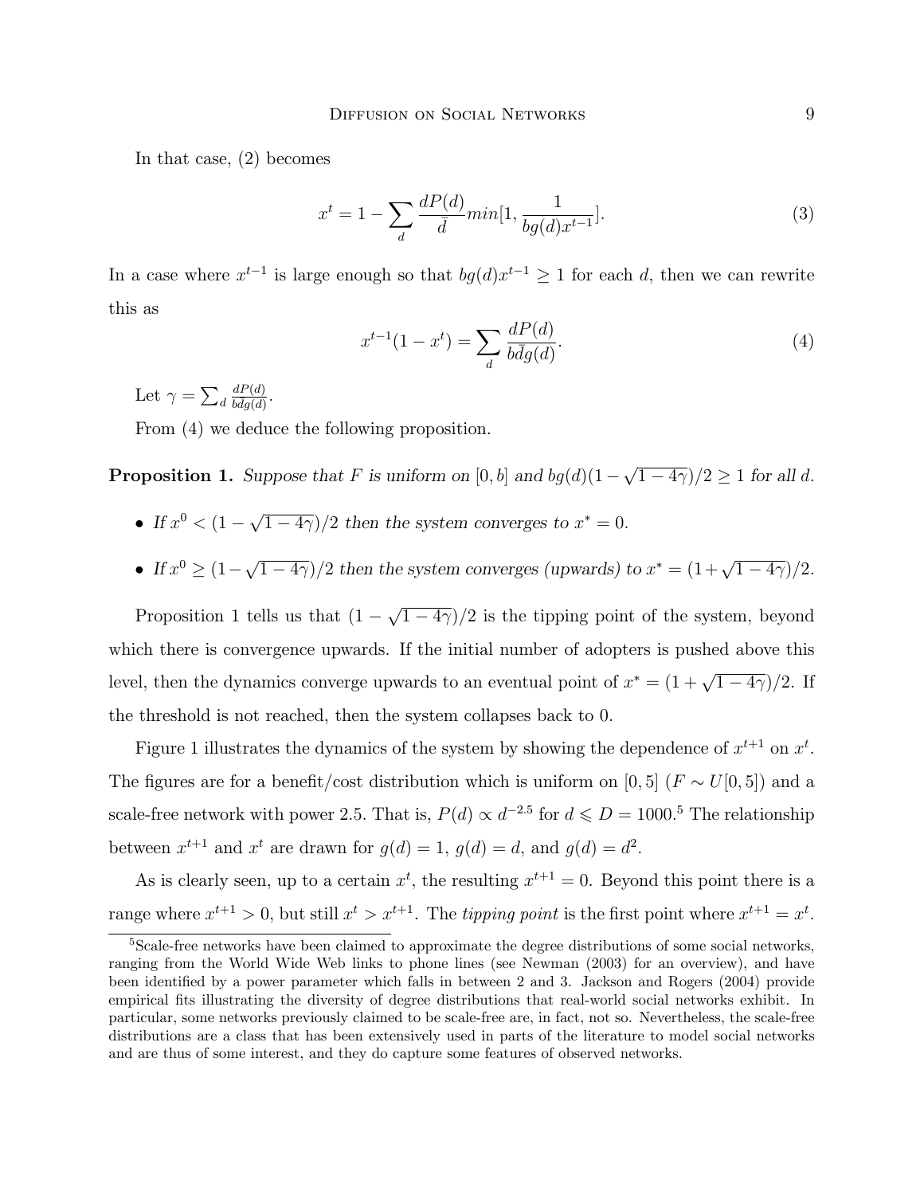In that case, (2) becomes

$$x^t = 1 - \sum_d \frac{dP(d)}{\bar{d}} min[1, \frac{1}{bg(d)x^{t-1}}]. \tag{3}$$

In a case where $x^{t-1}$ is large enough so that $bg(d)x^{t-1} \geq 1$ for each $d$, then we can rewrite this as

$$x^{t-1}(1 - x^t) = \sum_d \frac{dP(d)}{b\bar{d}g(d)}. \tag{4}$$

Let $\gamma = \sum_d \frac{dP(d)}{b\bar{d}g(d)}$.

From (4) we deduce the following proposition.

**Proposition 1.** *Suppose that $F$ is uniform on $[0, b]$ and $bg(d)(1 - \sqrt{1 - 4\gamma})/2 \geq 1$ for all $d$.*

- *If $x^0 < (1 - \sqrt{1 - 4\gamma})/2$ then the system converges to $x^* = 0$.*
- *If $x^0 \geq (1 - \sqrt{1 - 4\gamma})/2$ then the system converges (upwards) to $x^* = (1 + \sqrt{1 - 4\gamma})/2$.*

Proposition 1 tells us that $(1 - \sqrt{1 - 4\gamma})/2$ is the tipping point of the system, beyond which there is convergence upwards. If the initial number of adopters is pushed above this level, then the dynamics converge upwards to an eventual point of $x^* = (1 + \sqrt{1 - 4\gamma})/2$. If the threshold is not reached, then the system collapses back to 0.

Figure 1 illustrates the dynamics of the system by showing the dependence of $x^{t+1}$ on $x^t$. The figures are for a benefit/cost distribution which is uniform on $[0, 5]$ ($F \sim U[0, 5]$) and a scale-free network with power 2.5. That is, $P(d) \propto d^{-2.5}$ for $d \leqslant D = 1000$.[5] The relationship between $x^{t+1}$ and $x^t$ are drawn for $g(d) = 1$, $g(d) = d$, and $g(d) = d^2$.

As is clearly seen, up to a certain $x^t$, the resulting $x^{t+1} = 0$. Beyond this point there is a range where $x^{t+1} > 0$, but still $x^t > x^{t+1}$. The *tipping point* is the first point where $x^{t+1} = x^t$.

[5] Scale-free networks have been claimed to approximate the degree distributions of some social networks, ranging from the World Wide Web links to phone lines (see Newman (2003) for an overview), and have been identified by a power parameter which falls in between 2 and 3. Jackson and Rogers (2004) provide empirical fits illustrating the diversity of degree distributions that real-world social networks exhibit. In particular, some networks previously claimed to be scale-free are, in fact, not so. Nevertheless, the scale-free distributions are a class that has been extensively used in parts of the literature to model social networks and are thus of some interest, and they do capture some features of observed networks.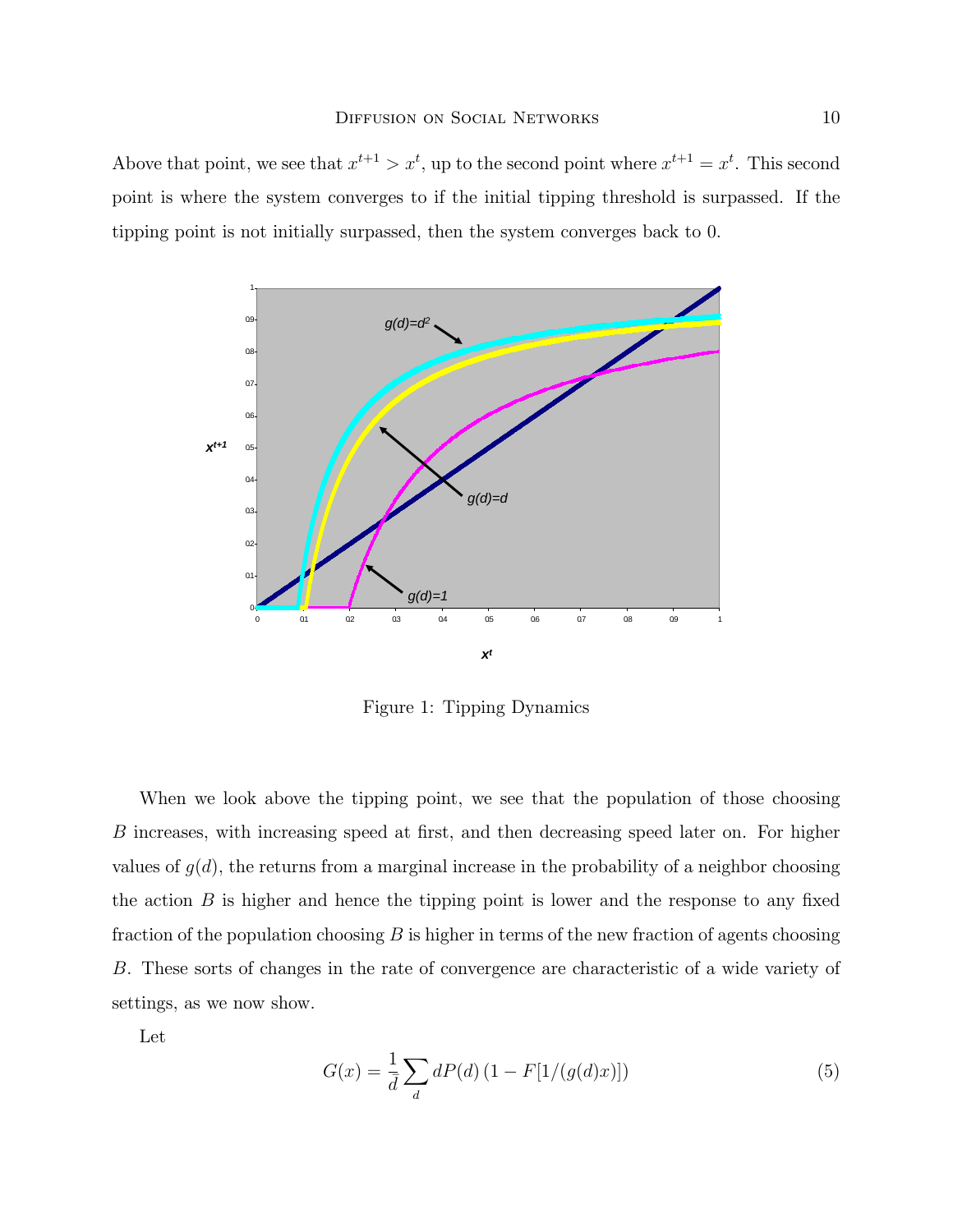Above that point, we see that $x^{t+1} > x^t$, up to the second point where $x^{t+1} = x^t$. This second point is where the system converges to if the initial tipping threshold is surpassed. If the tipping point is not initially surpassed, then the system converges back to 0.

Figure 1: Tipping Dynamics

When we look above the tipping point, we see that the population of those choosing $B$ increases, with increasing speed at first, and then decreasing speed later on. For higher values of $g(d)$, the returns from a marginal increase in the probability of a neighbor choosing the action $B$ is higher and hence the tipping point is lower and the response to any fixed fraction of the population choosing $B$ is higher in terms of the new fraction of agents choosing $B$. These sorts of changes in the rate of convergence are characteristic of a wide variety of settings, as we now show.

Let

$$G(x) = \frac{1}{\bar{d}} \sum_{d} dP(d) \left(1 - F[1/(g(d)x)]\right) \tag{5}$$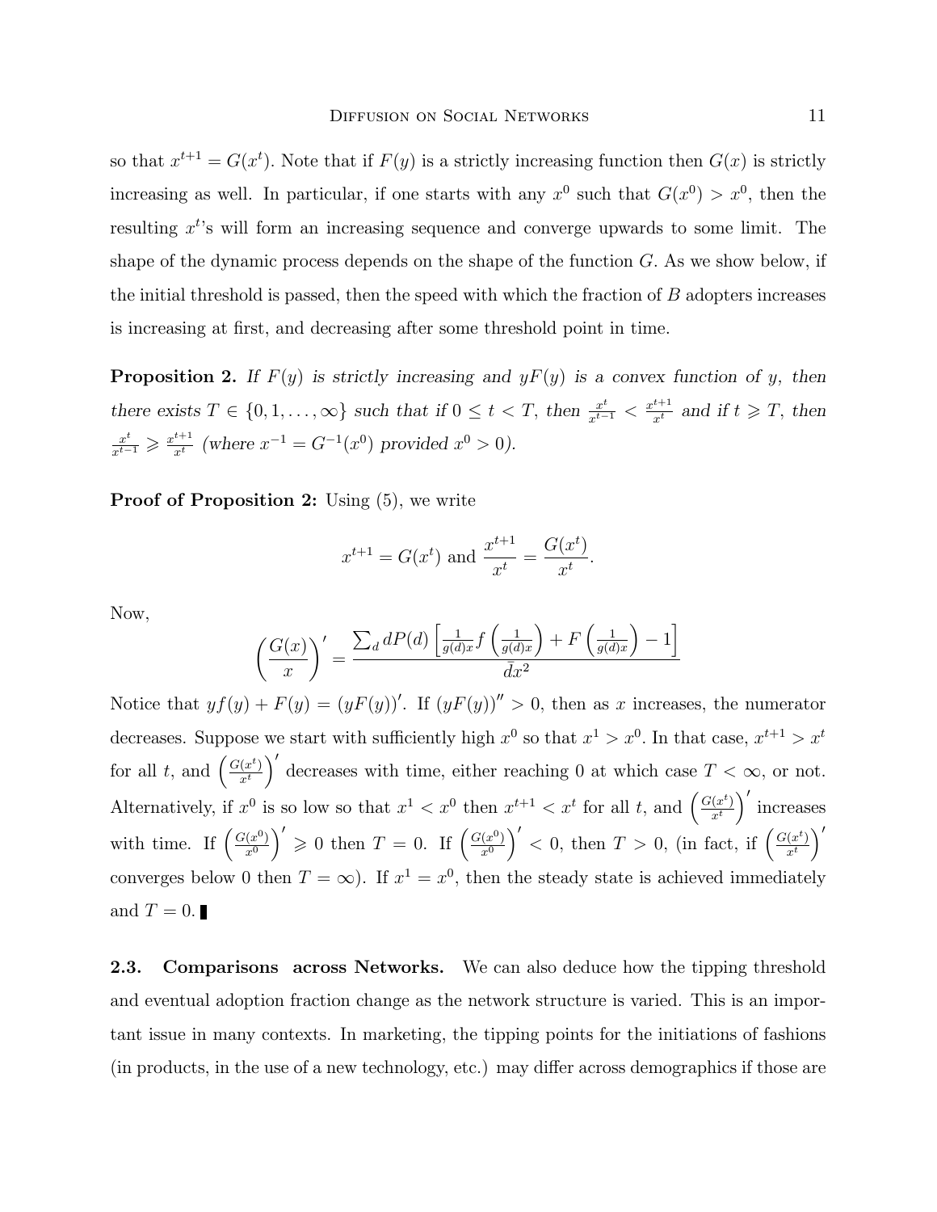so that $x^{t+1} = G(x^t)$. Note that if $F(y)$ is a strictly increasing function then $G(x)$ is strictly increasing as well. In particular, if one starts with any $x^0$ such that $G(x^0) > x^0$, then the resulting $x^t$'s will form an increasing sequence and converge upwards to some limit. The shape of the dynamic process depends on the shape of the function $G$. As we show below, if the initial threshold is passed, then the speed with which the fraction of $B$ adopters increases is increasing at first, and decreasing after some threshold point in time.

**Proposition 2.** *If $F(y)$ is strictly increasing and $yF(y)$ is a convex function of $y$, then there exists $T \in \{0, 1, \ldots, \infty\}$ such that if $0 \leq t < T$, then $\frac{x^t}{x^{t-1}} < \frac{x^{t+1}}{x^t}$ and if $t \geqslant T$, then $\frac{x^t}{x^{t-1}} \geqslant \frac{x^{t+1}}{x^t}$ (where $x^{-1} = G^{-1}(x^0)$ provided $x^0 > 0$).*

**Proof of Proposition 2:** Using (5), we write

$$x^{t+1} = G(x^t) \text{ and } \frac{x^{t+1}}{x^t} = \frac{G(x^t)}{x^t}.$$

Now,

$$\left(\frac{G(x)}{x}\right)' = \frac{\sum_d dP(d)\left[\frac{1}{g(d)x} f\left(\frac{1}{g(d)x}\right) + F\left(\frac{1}{g(d)x}\right) - 1\right]}{\bar{d}x^2}$$

Notice that $yf(y) + F(y) = (yF(y))'$. If $(yF(y))'' > 0$, then as $x$ increases, the numerator decreases. Suppose we start with sufficiently high $x^0$ so that $x^1 > x^0$. In that case, $x^{t+1} > x^t$ for all $t$, and $\left(\frac{G(x^t)}{x^t}\right)'$ decreases with time, either reaching 0 at which case $T < \infty$, or not. Alternatively, if $x^0$ is so low so that $x^1 < x^0$ then $x^{t+1} < x^t$ for all $t$, and $\left(\frac{G(x^t)}{x^t}\right)'$ increases with time. If $\left(\frac{G(x^0)}{x^0}\right)' \geqslant 0$ then $T = 0$. If $\left(\frac{G(x^0)}{x^0}\right)' < 0$, then $T > 0$, (in fact, if $\left(\frac{G(x^t)}{x^t}\right)'$ converges below 0 then $T = \infty$). If $x^1 = x^0$, then the steady state is achieved immediately and $T = 0$. ∎

### 2.3. Comparisons across Networks.

We can also deduce how the tipping threshold and eventual adoption fraction change as the network structure is varied. This is an important issue in many contexts. In marketing, the tipping points for the initiations of fashions (in products, in the use of a new technology, etc.) may differ across demographics if those are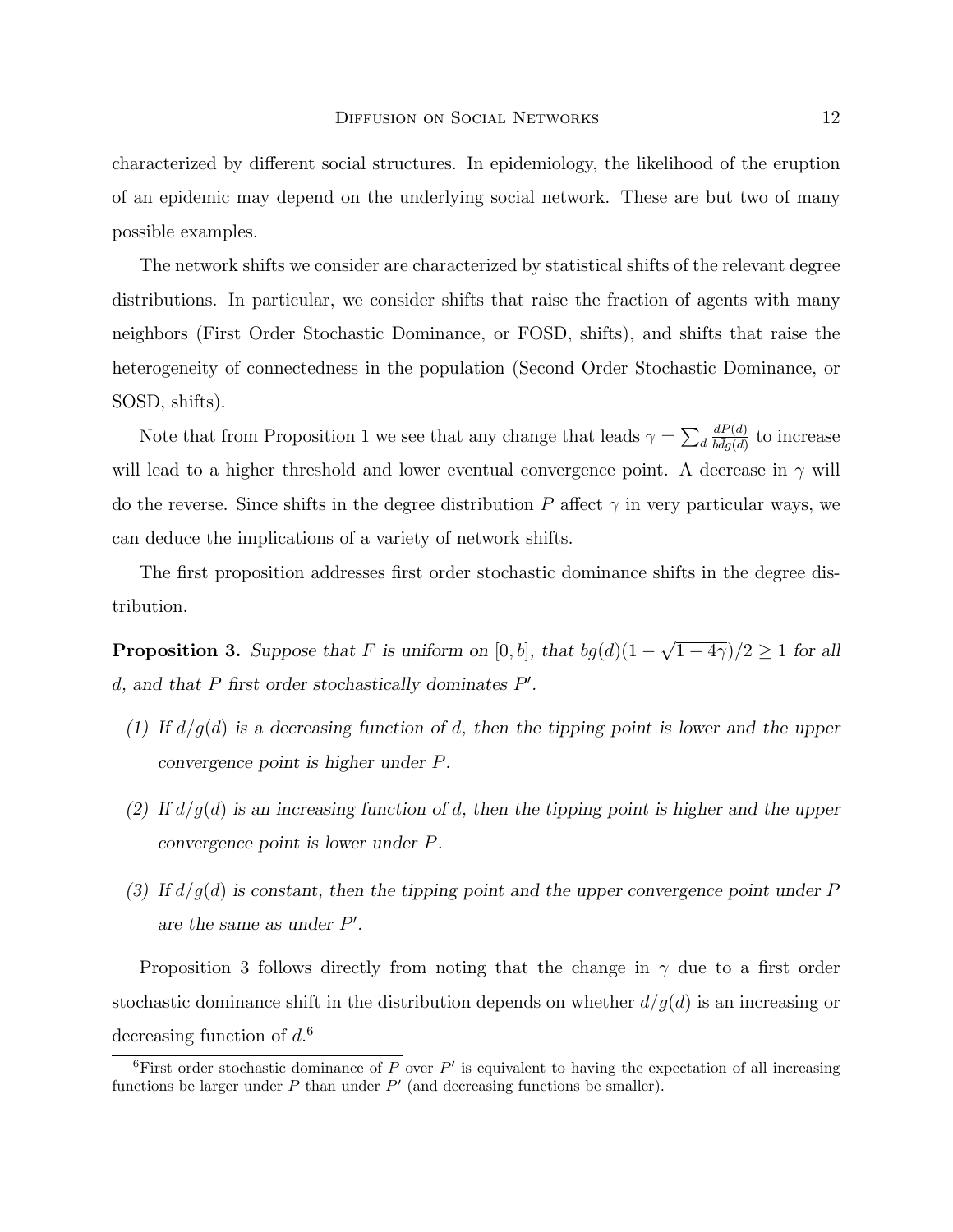characterized by different social structures. In epidemiology, the likelihood of the eruption of an epidemic may depend on the underlying social network. These are but two of many possible examples.

The network shifts we consider are characterized by statistical shifts of the relevant degree distributions. In particular, we consider shifts that raise the fraction of agents with many neighbors (First Order Stochastic Dominance, or FOSD, shifts), and shifts that raise the heterogeneity of connectedness in the population (Second Order Stochastic Dominance, or SOSD, shifts).

Note that from Proposition 1 we see that any change that leads $\gamma = \sum_d \frac{dP(d)}{bdg(d)}$ to increase will lead to a higher threshold and lower eventual convergence point. A decrease in $\gamma$ will do the reverse. Since shifts in the degree distribution $P$ affect $\gamma$ in very particular ways, we can deduce the implications of a variety of network shifts.

The first proposition addresses first order stochastic dominance shifts in the degree distribution.

**Proposition 3.** *Suppose that $F$ is uniform on $[0, b]$, that $bg(d)(1 - \sqrt{1-4\gamma})/2 \geq 1$ for all $d$, and that $P$ first order stochastically dominates $P'$.*

*(1) If $d/g(d)$ is a decreasing function of $d$, then the tipping point is lower and the upper convergence point is higher under $P$.*

*(2) If $d/g(d)$ is an increasing function of $d$, then the tipping point is higher and the upper convergence point is lower under $P$.*

*(3) If $d/g(d)$ is constant, then the tipping point and the upper convergence point under $P$ are the same as under $P'$.*

Proposition 3 follows directly from noting that the change in $\gamma$ due to a first order stochastic dominance shift in the distribution depends on whether $d/g(d)$ is an increasing or decreasing function of $d$.[6]

[6] First order stochastic dominance of $P$ over $P'$ is equivalent to having the expectation of all increasing functions be larger under $P$ than under $P'$ (and decreasing functions be smaller).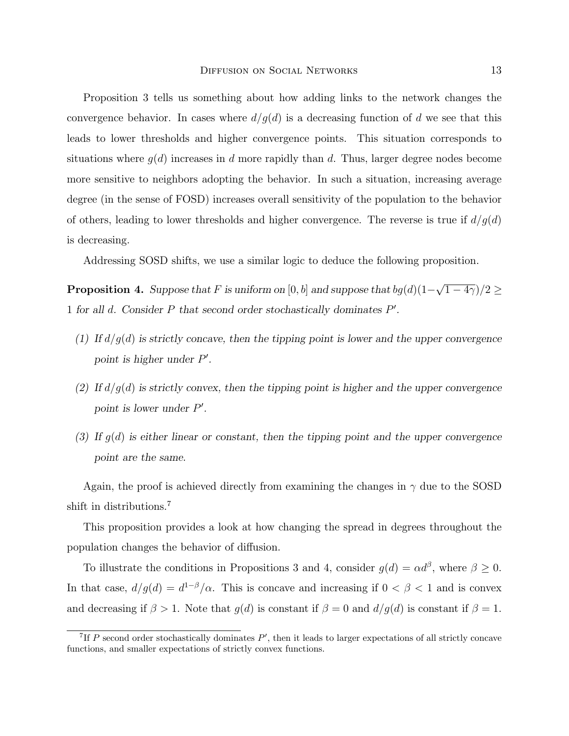Proposition 3 tells us something about how adding links to the network changes the convergence behavior. In cases where $d/g(d)$ is a decreasing function of $d$ we see that this leads to lower thresholds and higher convergence points. This situation corresponds to situations where $g(d)$ increases in $d$ more rapidly than $d$. Thus, larger degree nodes become more sensitive to neighbors adopting the behavior. In such a situation, increasing average degree (in the sense of FOSD) increases overall sensitivity of the population to the behavior of others, leading to lower thresholds and higher convergence. The reverse is true if $d/g(d)$ is decreasing.

Addressing SOSD shifts, we use a similar logic to deduce the following proposition.

**Proposition 4.** *Suppose that $F$ is uniform on $[0, b]$ and suppose that $bg(d)(1-\sqrt{1-4\gamma})/2 \geq 1$ for all $d$. Consider $P$ that second order stochastically dominates $P'$.*

*(1) If $d/g(d)$ is strictly concave, then the tipping point is lower and the upper convergence point is higher under $P'$.*

*(2) If $d/g(d)$ is strictly convex, then the tipping point is higher and the upper convergence point is lower under $P'$.*

*(3) If $g(d)$ is either linear or constant, then the tipping point and the upper convergence point are the same.*

Again, the proof is achieved directly from examining the changes in $\gamma$ due to the SOSD shift in distributions.[7]

This proposition provides a look at how changing the spread in degrees throughout the population changes the behavior of diffusion.

To illustrate the conditions in Propositions 3 and 4, consider $g(d) = \alpha d^{\beta}$, where $\beta \geq 0$. In that case, $d/g(d) = d^{1-\beta}/\alpha$. This is concave and increasing if $0 < \beta < 1$ and is convex and decreasing if $\beta > 1$. Note that $g(d)$ is constant if $\beta = 0$ and $d/g(d)$ is constant if $\beta = 1$.

[7] If $P$ second order stochastically dominates $P'$, then it leads to larger expectations of all strictly concave functions, and smaller expectations of strictly convex functions.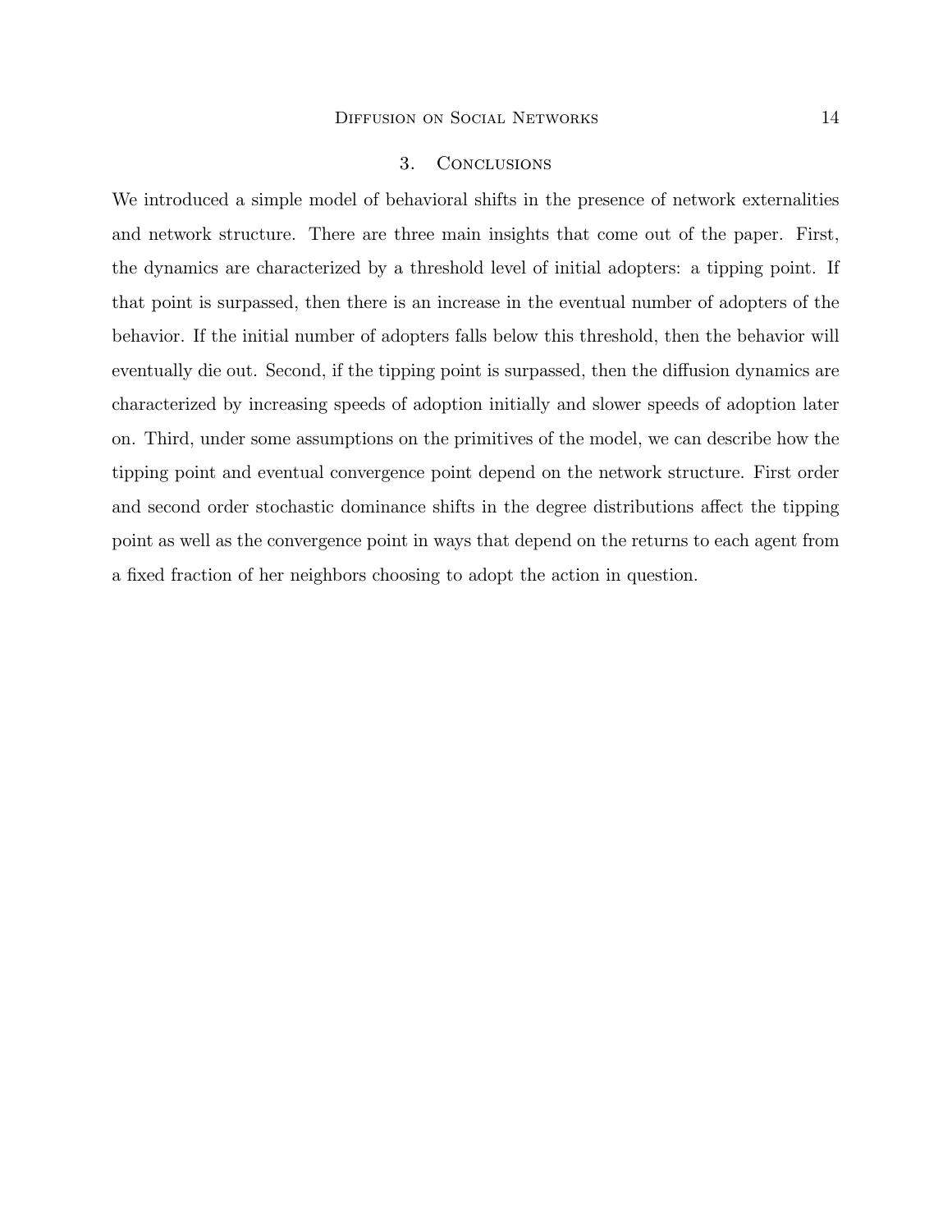## 3. Conclusions

We introduced a simple model of behavioral shifts in the presence of network externalities and network structure. There are three main insights that come out of the paper. First, the dynamics are characterized by a threshold level of initial adopters: a tipping point. If that point is surpassed, then there is an increase in the eventual number of adopters of the behavior. If the initial number of adopters falls below this threshold, then the behavior will eventually die out. Second, if the tipping point is surpassed, then the diffusion dynamics are characterized by increasing speeds of adoption initially and slower speeds of adoption later on. Third, under some assumptions on the primitives of the model, we can describe how the tipping point and eventual convergence point depend on the network structure. First order and second order stochastic dominance shifts in the degree distributions affect the tipping point as well as the convergence point in ways that depend on the returns to each agent from a fixed fraction of her neighbors choosing to adopt the action in question.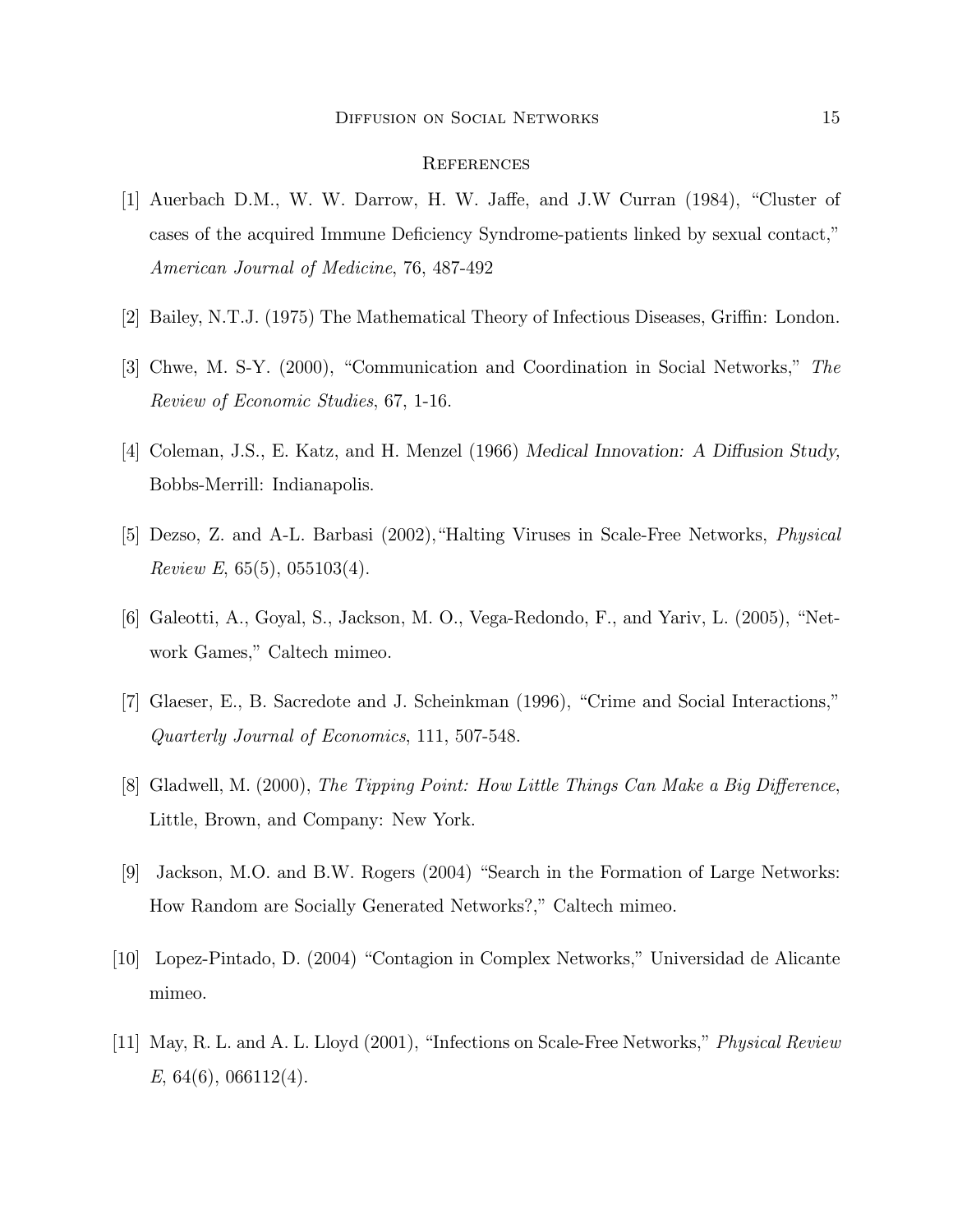## References

[1] Auerbach D.M., W. W. Darrow, H. W. Jaffe, and J.W Curran (1984), "Cluster of cases of the acquired Immune Deficiency Syndrome-patients linked by sexual contact," *American Journal of Medicine*, 76, 487-492

[2] Bailey, N.T.J. (1975) The Mathematical Theory of Infectious Diseases, Griffin: London.

[3] Chwe, M. S-Y. (2000), "Communication and Coordination in Social Networks," *The Review of Economic Studies*, 67, 1-16.

[4] Coleman, J.S., E. Katz, and H. Menzel (1966) *Medical Innovation: A Diffusion Study,* Bobbs-Merrill: Indianapolis.

[5] Dezso, Z. and A-L. Barbasi (2002),"Halting Viruses in Scale-Free Networks, *Physical Review E*, 65(5), 055103(4).

[6] Galeotti, A., Goyal, S., Jackson, M. O., Vega-Redondo, F., and Yariv, L. (2005), "Network Games," Caltech mimeo.

[7] Glaeser, E., B. Sacredote and J. Scheinkman (1996), "Crime and Social Interactions," *Quarterly Journal of Economics*, 111, 507-548.

[8] Gladwell, M. (2000), *The Tipping Point: How Little Things Can Make a Big Difference*, Little, Brown, and Company: New York.

[9] Jackson, M.O. and B.W. Rogers (2004) "Search in the Formation of Large Networks: How Random are Socially Generated Networks?," Caltech mimeo.

[10] Lopez-Pintado, D. (2004) "Contagion in Complex Networks," Universidad de Alicante mimeo.

[11] May, R. L. and A. L. Lloyd (2001), "Infections on Scale-Free Networks," *Physical Review E*, 64(6), 066112(4).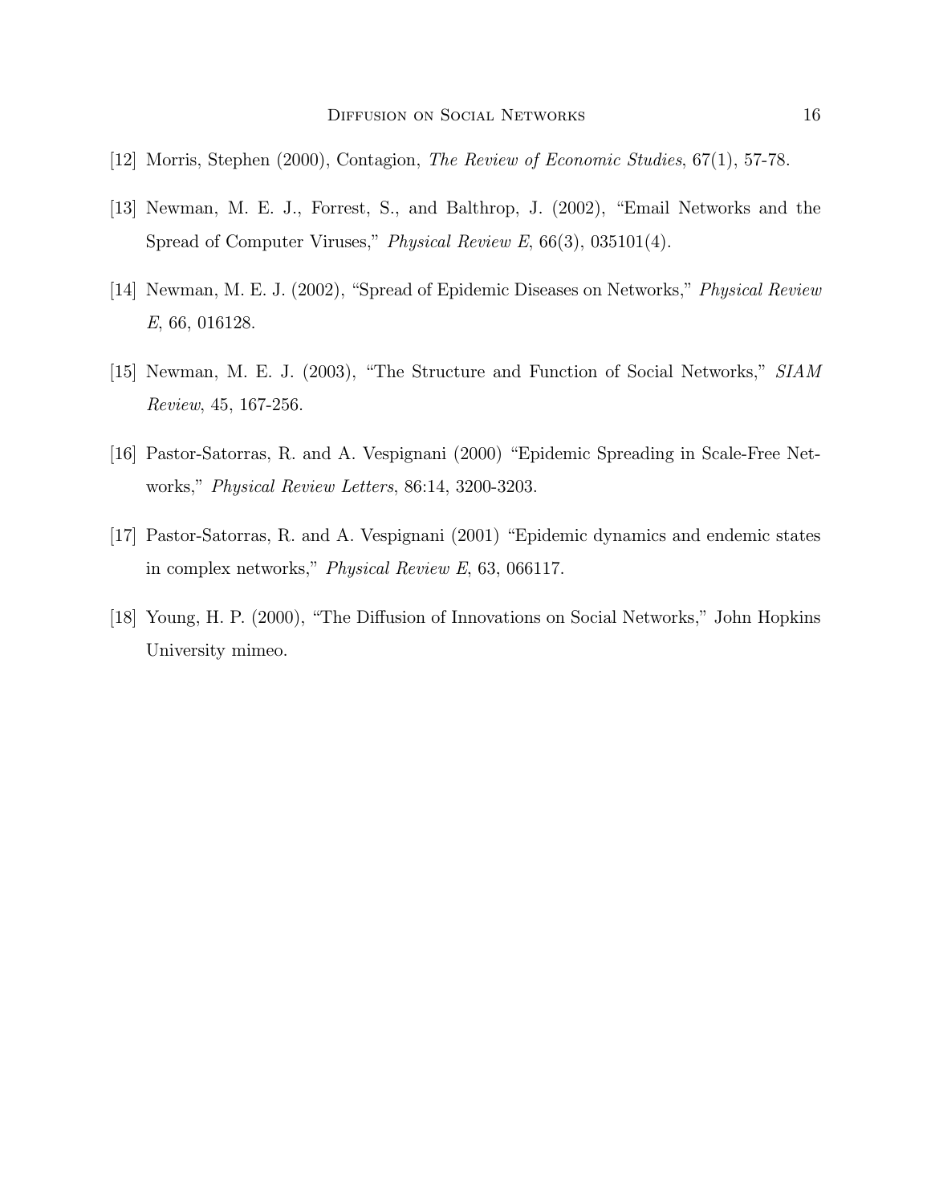[12] Morris, Stephen (2000), Contagion, *The Review of Economic Studies*, 67(1), 57-78.

[13] Newman, M. E. J., Forrest, S., and Balthrop, J. (2002), "Email Networks and the Spread of Computer Viruses," *Physical Review E*, 66(3), 035101(4).

[14] Newman, M. E. J. (2002), "Spread of Epidemic Diseases on Networks," *Physical Review E*, 66, 016128.

[15] Newman, M. E. J. (2003), "The Structure and Function of Social Networks," *SIAM Review*, 45, 167-256.

[16] Pastor-Satorras, R. and A. Vespignani (2000) "Epidemic Spreading in Scale-Free Networks," *Physical Review Letters*, 86:14, 3200-3203.

[17] Pastor-Satorras, R. and A. Vespignani (2001) "Epidemic dynamics and endemic states in complex networks," *Physical Review E*, 63, 066117.

[18] Young, H. P. (2000), "The Diffusion of Innovations on Social Networks," John Hopkins University mimeo.